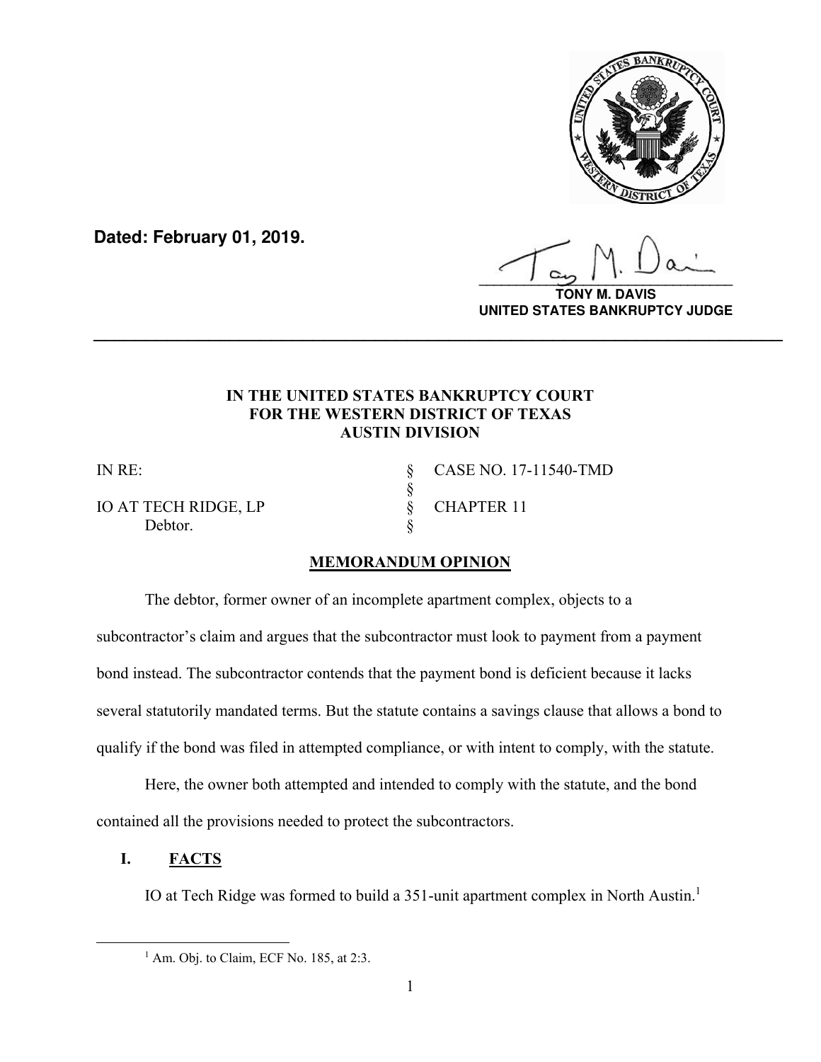**Dated: February 01, 2019.**

**TONY M. DAVIS**
**UNITED STATES BANKRUPTCY JUDGE**

---

**IN THE UNITED STATES BANKRUPTCY COURT**
**FOR THE WESTERN DISTRICT OF TEXAS**
**AUSTIN DIVISION**

| | | |
|---|---|---|
| IN RE: | § | CASE NO. 17-11540-TMD |
| | § | |
| IO AT TECH RIDGE, LP | § | CHAPTER 11 |
| Debtor. | § | |

## MEMORANDUM OPINION

The debtor, former owner of an incomplete apartment complex, objects to a subcontractor's claim and argues that the subcontractor must look to payment from a payment bond instead. The subcontractor contends that the payment bond is deficient because it lacks several statutorily mandated terms. But the statute contains a savings clause that allows a bond to qualify if the bond was filed in attempted compliance, or with intent to comply, with the statute.

Here, the owner both attempted and intended to comply with the statute, and the bond contained all the provisions needed to protect the subcontractors.

## I. FACTS

IO at Tech Ridge was formed to build a 351-unit apartment complex in North Austin.[1]

[1] Am. Obj. to Claim, ECF No. 185, at 2:3.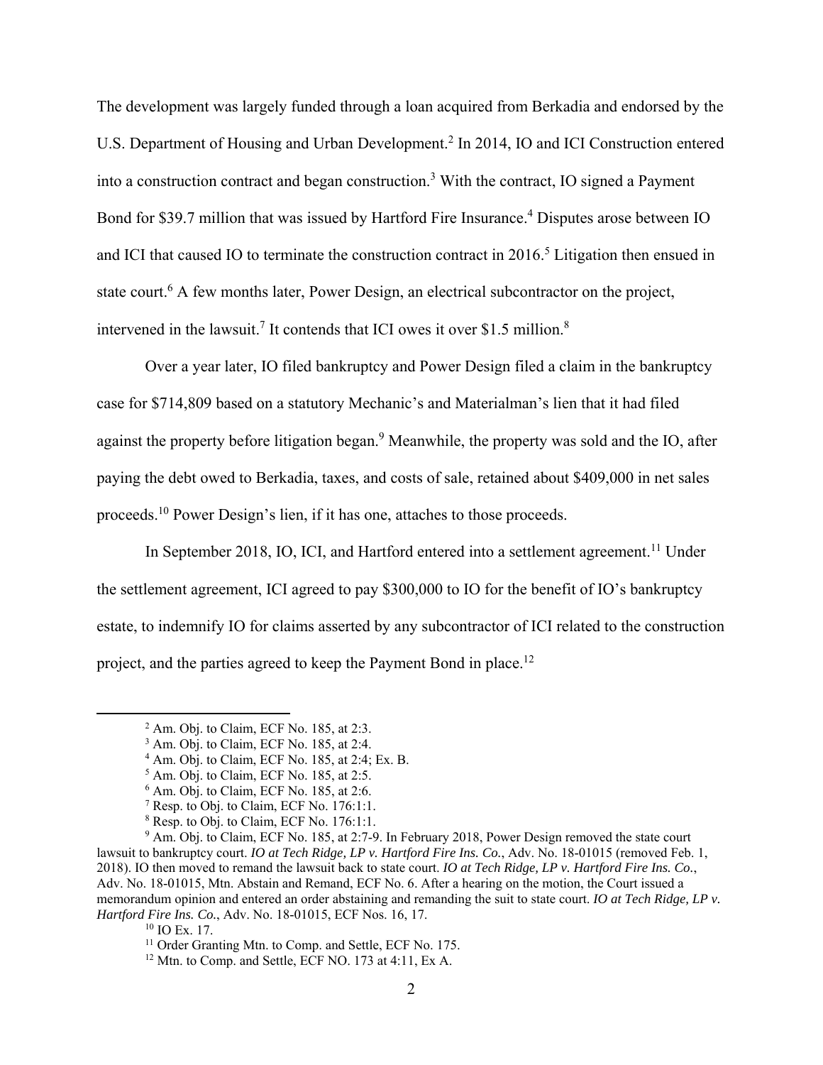The development was largely funded through a loan acquired from Berkadia and endorsed by the U.S. Department of Housing and Urban Development.[2] In 2014, IO and ICI Construction entered into a construction contract and began construction.[3] With the contract, IO signed a Payment Bond for $39.7 million that was issued by Hartford Fire Insurance.[4] Disputes arose between IO and ICI that caused IO to terminate the construction contract in 2016.[5] Litigation then ensued in state court.[6] A few months later, Power Design, an electrical subcontractor on the project, intervened in the lawsuit.[7] It contends that ICI owes it over $1.5 million.[8]

Over a year later, IO filed bankruptcy and Power Design filed a claim in the bankruptcy case for $714,809 based on a statutory Mechanic's and Materialman's lien that it had filed against the property before litigation began.[9] Meanwhile, the property was sold and the IO, after paying the debt owed to Berkadia, taxes, and costs of sale, retained about $409,000 in net sales proceeds.[10] Power Design's lien, if it has one, attaches to those proceeds.

In September 2018, IO, ICI, and Hartford entered into a settlement agreement.[11] Under the settlement agreement, ICI agreed to pay $300,000 to IO for the benefit of IO's bankruptcy estate, to indemnify IO for claims asserted by any subcontractor of ICI related to the construction project, and the parties agreed to keep the Payment Bond in place.[12]

---

[2] Am. Obj. to Claim, ECF No. 185, at 2:3.

[3] Am. Obj. to Claim, ECF No. 185, at 2:4.

[4] Am. Obj. to Claim, ECF No. 185, at 2:4; Ex. B.

[5] Am. Obj. to Claim, ECF No. 185, at 2:5.

[6] Am. Obj. to Claim, ECF No. 185, at 2:6.

[7] Resp. to Obj. to Claim, ECF No. 176:1:1.

[8] Resp. to Obj. to Claim, ECF No. 176:1:1.

[9] Am. Obj. to Claim, ECF No. 185, at 2:7-9. In February 2018, Power Design removed the state court lawsuit to bankruptcy court. *IO at Tech Ridge, LP v. Hartford Fire Ins. Co.*, Adv. No. 18-01015 (removed Feb. 1, 2018). IO then moved to remand the lawsuit back to state court. *IO at Tech Ridge, LP v. Hartford Fire Ins. Co.*, Adv. No. 18-01015, Mtn. Abstain and Remand, ECF No. 6. After a hearing on the motion, the Court issued a memorandum opinion and entered an order abstaining and remanding the suit to state court. *IO at Tech Ridge, LP v. Hartford Fire Ins. Co.*, Adv. No. 18-01015, ECF Nos. 16, 17.

[10] IO Ex. 17.

[11] Order Granting Mtn. to Comp. and Settle, ECF No. 175.

[12] Mtn. to Comp. and Settle, ECF NO. 173 at 4:11, Ex A.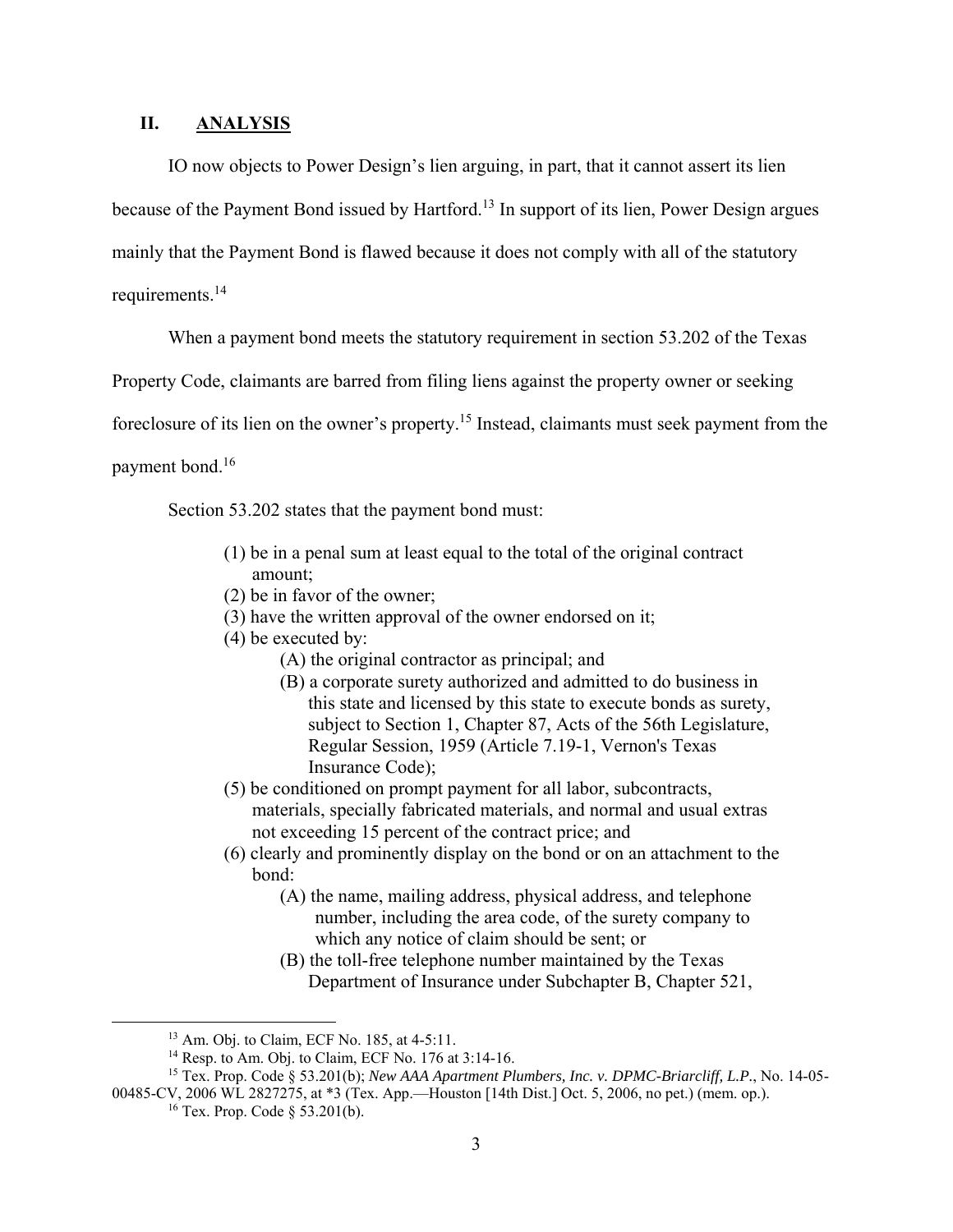## II. ANALYSIS

IO now objects to Power Design's lien arguing, in part, that it cannot assert its lien because of the Payment Bond issued by Hartford.[13] In support of its lien, Power Design argues mainly that the Payment Bond is flawed because it does not comply with all of the statutory requirements.[14]

When a payment bond meets the statutory requirement in section 53.202 of the Texas Property Code, claimants are barred from filing liens against the property owner or seeking foreclosure of its lien on the owner's property.[15] Instead, claimants must seek payment from the payment bond.[16]

Section 53.202 states that the payment bond must:

> (1) be in a penal sum at least equal to the total of the original contract amount;
> (2) be in favor of the owner;
> (3) have the written approval of the owner endorsed on it;
> (4) be executed by:
>   (A) the original contractor as principal; and
>   (B) a corporate surety authorized and admitted to do business in this state and licensed by this state to execute bonds as surety, subject to Section 1, Chapter 87, Acts of the 56th Legislature, Regular Session, 1959 (Article 7.19-1, Vernon's Texas Insurance Code);
> (5) be conditioned on prompt payment for all labor, subcontracts, materials, specially fabricated materials, and normal and usual extras not exceeding 15 percent of the contract price; and
> (6) clearly and prominently display on the bond or on an attachment to the bond:
>   (A) the name, mailing address, physical address, and telephone number, including the area code, of the surety company to which any notice of claim should be sent; or
>   (B) the toll-free telephone number maintained by the Texas Department of Insurance under Subchapter B, Chapter 521,

---

[13] Am. Obj. to Claim, ECF No. 185, at 4-5:11.

[14] Resp. to Am. Obj. to Claim, ECF No. 176 at 3:14-16.

[15] Tex. Prop. Code § 53.201(b); *New AAA Apartment Plumbers, Inc. v. DPMC-Briarcliff, L.P.*, No. 14-05-00485-CV, 2006 WL 2827275, at *3 (Tex. App.—Houston [14th Dist.] Oct. 5, 2006, no pet.) (mem. op.).

[16] Tex. Prop. Code § 53.201(b).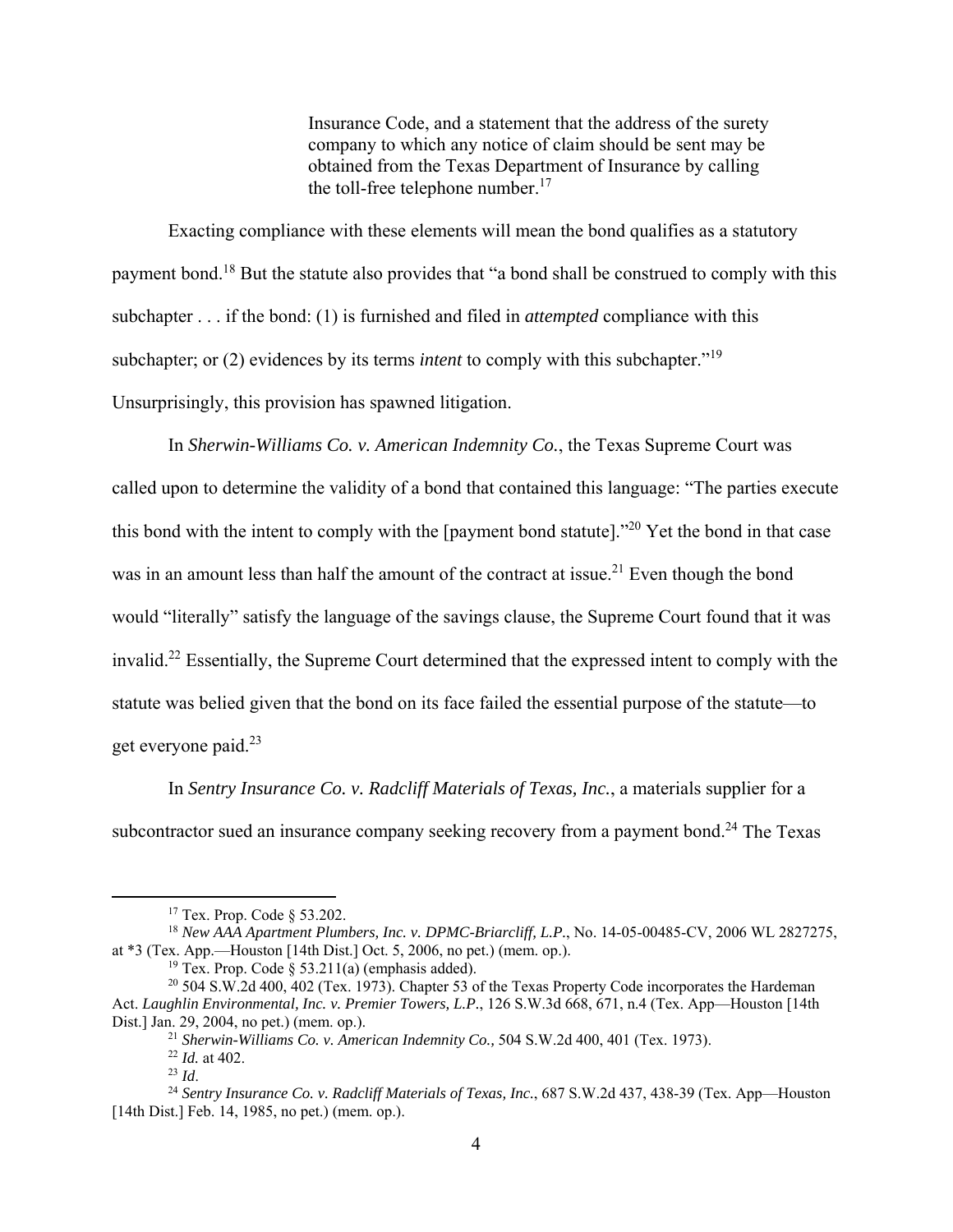> Insurance Code, and a statement that the address of the surety company to which any notice of claim should be sent may be obtained from the Texas Department of Insurance by calling the toll-free telephone number.[17]

Exacting compliance with these elements will mean the bond qualifies as a statutory payment bond.[18] But the statute also provides that "a bond shall be construed to comply with this subchapter . . . if the bond: (1) is furnished and filed in *attempted* compliance with this subchapter; or (2) evidences by its terms *intent* to comply with this subchapter."[19] Unsurprisingly, this provision has spawned litigation.

In *Sherwin-Williams Co. v. American Indemnity Co.*, the Texas Supreme Court was called upon to determine the validity of a bond that contained this language: "The parties execute this bond with the intent to comply with the [payment bond statute]."[20] Yet the bond in that case was in an amount less than half the amount of the contract at issue.[21] Even though the bond would "literally" satisfy the language of the savings clause, the Supreme Court found that it was invalid.[22] Essentially, the Supreme Court determined that the expressed intent to comply with the statute was belied given that the bond on its face failed the essential purpose of the statute—to get everyone paid.[23]

In *Sentry Insurance Co. v. Radcliff Materials of Texas, Inc.*, a materials supplier for a subcontractor sued an insurance company seeking recovery from a payment bond.[24] The Texas

---

[17] Tex. Prop. Code § 53.202.

[18] *New AAA Apartment Plumbers, Inc. v. DPMC-Briarcliff, L.P.*, No. 14-05-00485-CV, 2006 WL 2827275, at *3 (Tex. App.—Houston [14th Dist.] Oct. 5, 2006, no pet.) (mem. op.).

[19] Tex. Prop. Code § 53.211(a) (emphasis added).

[20] 504 S.W.2d 400, 402 (Tex. 1973). Chapter 53 of the Texas Property Code incorporates the Hardeman Act. *Laughlin Environmental, Inc. v. Premier Towers, L.P.*, 126 S.W.3d 668, 671, n.4 (Tex. App—Houston [14th Dist.] Jan. 29, 2004, no pet.) (mem. op.).

[21] *Sherwin-Williams Co. v. American Indemnity Co.,* 504 S.W.2d 400, 401 (Tex. 1973).

[22] *Id.* at 402.

[23] *Id*.

[24] *Sentry Insurance Co. v. Radcliff Materials of Texas, Inc.*, 687 S.W.2d 437, 438-39 (Tex. App—Houston [14th Dist.] Feb. 14, 1985, no pet.) (mem. op.).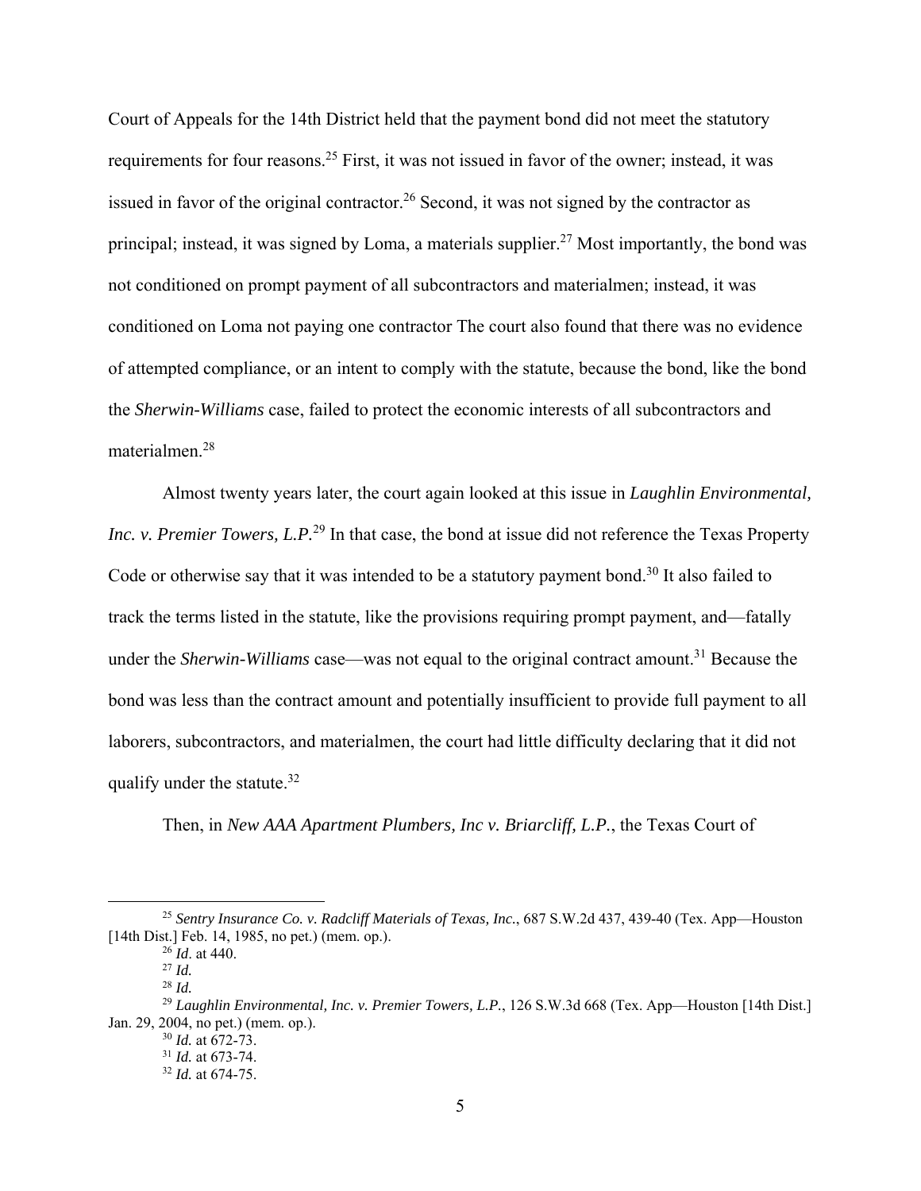Court of Appeals for the 14th District held that the payment bond did not meet the statutory requirements for four reasons.[25] First, it was not issued in favor of the owner; instead, it was issued in favor of the original contractor.[26] Second, it was not signed by the contractor as principal; instead, it was signed by Loma, a materials supplier.[27] Most importantly, the bond was not conditioned on prompt payment of all subcontractors and materialmen; instead, it was conditioned on Loma not paying one contractor The court also found that there was no evidence of attempted compliance, or an intent to comply with the statute, because the bond, like the bond the *Sherwin-Williams* case, failed to protect the economic interests of all subcontractors and materialmen.[28]

Almost twenty years later, the court again looked at this issue in *Laughlin Environmental, Inc. v. Premier Towers, L.P.*[29] In that case, the bond at issue did not reference the Texas Property Code or otherwise say that it was intended to be a statutory payment bond.[30] It also failed to track the terms listed in the statute, like the provisions requiring prompt payment, and—fatally under the *Sherwin-Williams* case—was not equal to the original contract amount.[31] Because the bond was less than the contract amount and potentially insufficient to provide full payment to all laborers, subcontractors, and materialmen, the court had little difficulty declaring that it did not qualify under the statute.[32]

Then, in *New AAA Apartment Plumbers, Inc v. Briarcliff, L.P.*, the Texas Court of

---

[25] *Sentry Insurance Co. v. Radcliff Materials of Texas, Inc.*, 687 S.W.2d 437, 439-40 (Tex. App—Houston [14th Dist.] Feb. 14, 1985, no pet.) (mem. op.).

[26] *Id*. at 440.

[27] *Id.*

[28] *Id.*

[29] *Laughlin Environmental, Inc. v. Premier Towers, L.P.*, 126 S.W.3d 668 (Tex. App—Houston [14th Dist.] Jan. 29, 2004, no pet.) (mem. op.).

[30] *Id.* at 672-73.

[31] *Id.* at 673-74.

[32] *Id.* at 674-75.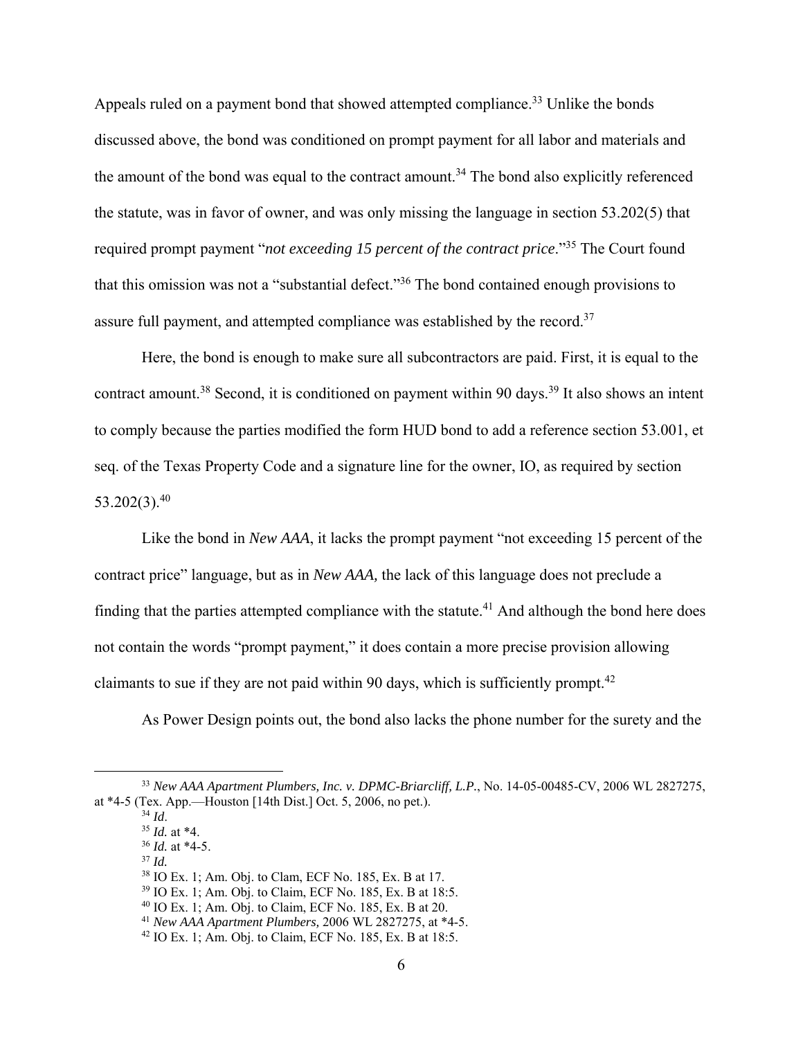Appeals ruled on a payment bond that showed attempted compliance.[33] Unlike the bonds discussed above, the bond was conditioned on prompt payment for all labor and materials and the amount of the bond was equal to the contract amount.[34] The bond also explicitly referenced the statute, was in favor of owner, and was only missing the language in section 53.202(5) that required prompt payment "*not exceeding 15 percent of the contract price*."[35] The Court found that this omission was not a "substantial defect."[36] The bond contained enough provisions to assure full payment, and attempted compliance was established by the record.[37]

Here, the bond is enough to make sure all subcontractors are paid. First, it is equal to the contract amount.[38] Second, it is conditioned on payment within 90 days.[39] It also shows an intent to comply because the parties modified the form HUD bond to add a reference section 53.001, et seq. of the Texas Property Code and a signature line for the owner, IO, as required by section 53.202(3).[40]

Like the bond in *New AAA*, it lacks the prompt payment "not exceeding 15 percent of the contract price" language, but as in *New AAA,* the lack of this language does not preclude a finding that the parties attempted compliance with the statute.[41] And although the bond here does not contain the words "prompt payment," it does contain a more precise provision allowing claimants to sue if they are not paid within 90 days, which is sufficiently prompt.[42]

As Power Design points out, the bond also lacks the phone number for the surety and the

---

[33] *New AAA Apartment Plumbers, Inc. v. DPMC-Briarcliff, L.P.*, No. 14-05-00485-CV, 2006 WL 2827275, at *4-5 (Tex. App.—Houston [14th Dist.] Oct. 5, 2006, no pet.).

[34] *Id*.

[35] *Id.* at *4.

[36] *Id.* at *4-5.

[37] *Id.*

[38] IO Ex. 1; Am. Obj. to Clam, ECF No. 185, Ex. B at 17.

[39] IO Ex. 1; Am. Obj. to Claim, ECF No. 185, Ex. B at 18:5.

[40] IO Ex. 1; Am. Obj. to Claim, ECF No. 185, Ex. B at 20.

[41] *New AAA Apartment Plumbers,* 2006 WL 2827275, at *4-5.

[42] IO Ex. 1; Am. Obj. to Claim, ECF No. 185, Ex. B at 18:5.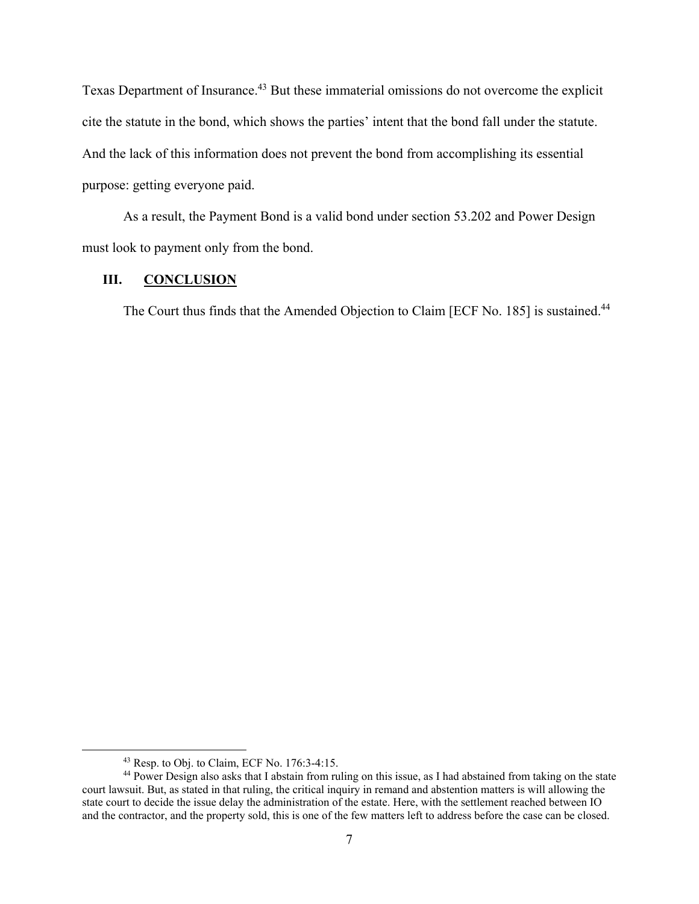Texas Department of Insurance.[43] But these immaterial omissions do not overcome the explicit cite the statute in the bond, which shows the parties' intent that the bond fall under the statute. And the lack of this information does not prevent the bond from accomplishing its essential purpose: getting everyone paid.

As a result, the Payment Bond is a valid bond under section 53.202 and Power Design must look to payment only from the bond.

## III. **CONCLUSION**

The Court thus finds that the Amended Objection to Claim [ECF No. 185] is sustained.[44]

---

[43] Resp. to Obj. to Claim, ECF No. 176:3-4:15.

[44] Power Design also asks that I abstain from ruling on this issue, as I had abstained from taking on the state court lawsuit. But, as stated in that ruling, the critical inquiry in remand and abstention matters is will allowing the state court to decide the issue delay the administration of the estate. Here, with the settlement reached between IO and the contractor, and the property sold, this is one of the few matters left to address before the case can be closed.